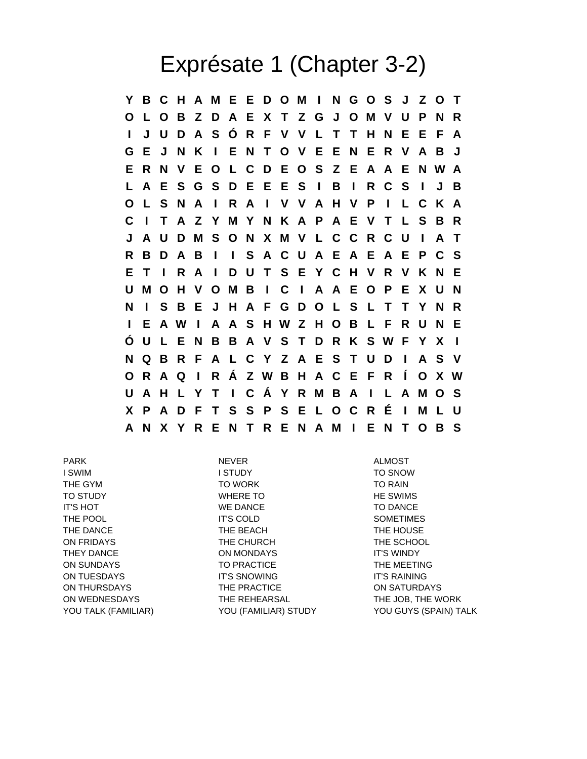# Exprésate 1 (Chapter 3-2)

```
Y B C H A M E E D O M I N G O S J Z O T
O L O B Z D A E X T Z G J O M V U P N R
I J U D A S Ó R F V V L T T H N E E F A
G E J N K I E N T O V E E N E R V A B J
E R N V E O L C D E O S Z E A A E N W A
L A E S G S D E E E S I B I R C S I J B
O L S N A I R A I V V A H V P I L C K A
C I T A Z Y M Y N K A P A E V T L S B R
J A U D M S O N X M V L C C R C U I A T
R B D A B I I S A C U A E A E A E P C S
E T I R A I D U T S E Y C H V R V K N E
U M O H V O M B I C I A A E O P E X U N
N I S B E J H A F G D O L S L T T Y N R
I E A W I A A S H W Z H O B L F R U N E
Ó U L E N B B A V S T D R K S W F Y X I
N Q B R F A L C Y Z A E S T U D I A S V
O R A Q I R Á Z W B H A C E F R Í O X W
U A H L Y T I C Á Y R M B A I L A M O S
X P A D F T S S P S E L O C R É I M L U
A N X Y R E N T R E N A M I E N T O B S
```

| | | |
|---|---|---|
| PARK | NEVER | ALMOST |
| I SWIM | I STUDY | TO SNOW |
| THE GYM | TO WORK | TO RAIN |
| TO STUDY | WHERE TO | HE SWIMS |
| IT'S HOT | WE DANCE | TO DANCE |
| THE POOL | IT'S COLD | SOMETIMES |
| THE DANCE | THE BEACH | THE HOUSE |
| ON FRIDAYS | THE CHURCH | THE SCHOOL |
| THEY DANCE | ON MONDAYS | IT'S WINDY |
| ON SUNDAYS | TO PRACTICE | THE MEETING |
| ON TUESDAYS | IT'S SNOWING | IT'S RAINING |
| ON THURSDAYS | THE PRACTICE | ON SATURDAYS |
| ON WEDNESDAYS | THE REHEARSAL | THE JOB, THE WORK |
| YOU TALK (FAMILIAR) | YOU (FAMILIAR) STUDY | YOU GUYS (SPAIN) TALK |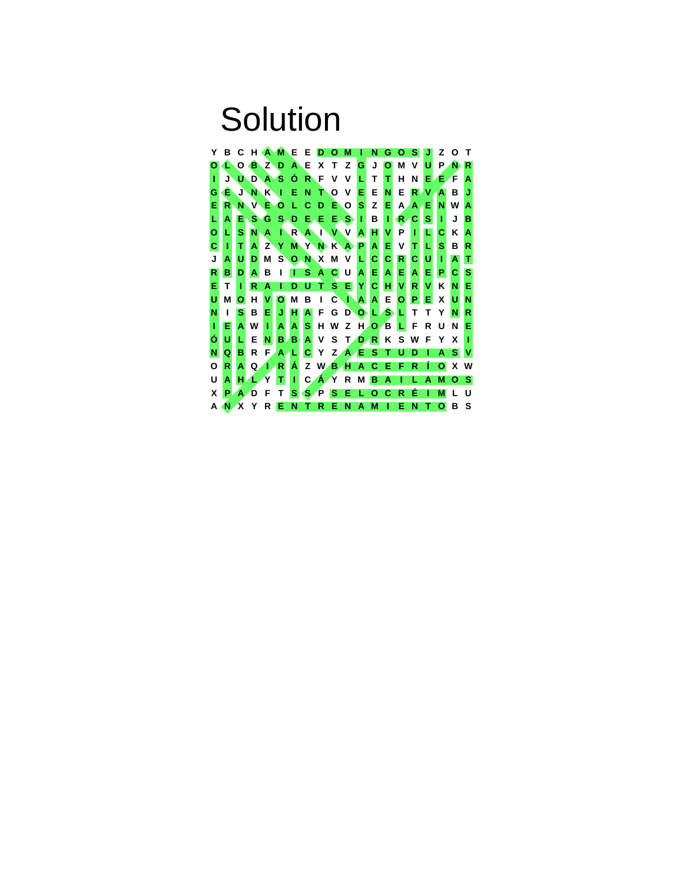# Solution

```
Y B C H A M E E D O M I N G O S J Z O T
O L O B Z D A E X T Z G J O M V U P Ñ R
I J U D A S Ó R F V V L T T H N E E F A
G E J N K I E N T O V E E N E R V A B J
E R N V E O L C D E O S Z E A A E N W A
L A E S G S D E E E S I B I R C S I J B
O L S N A I R A I V V A H V P I L C K A
C I T A Z Y M Y N K A P A E V T L S B R
J A U D M S O N X M V L C C R C U I A T
R B D A B I I S A C U A E A E A E P C S
E T I R A I D U T S E Y C H V R V K N E
U M O H V O M B I C I A A E O P E X U N
N I S B E J H A F G D O L S L T T Y N R
I E A W I A A S H W Z H O B L F R U N E
Ó U L E N B B A V S T D R K S W F Y X I
N Q B R F A L C Y Z A E S T U D I A S V
O R A Q I R Á Z W B H A C E F R Í O X W
U A H L Y T I C Á Y R M B A I L A M O S
X P A D F T S S P S E L O C R É I M L U
A N X Y R E N T R E N A M I E N T O B S
```